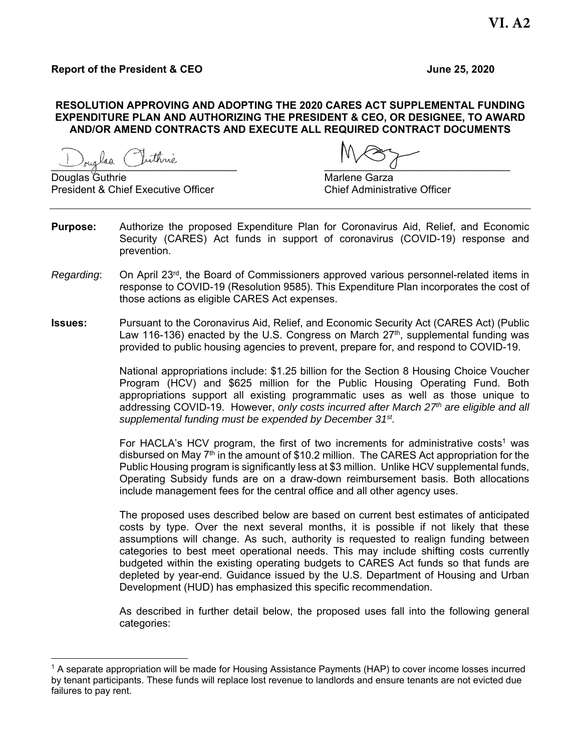**VI. A2**

**Report of the President & CEO** **June 25, 2020**

**RESOLUTION APPROVING AND ADOPTING THE 2020 CARES ACT SUPPLEMENTAL FUNDING EXPENDITURE PLAN AND AUTHORIZING THE PRESIDENT & CEO, OR DESIGNEE, TO AWARD AND/OR AMEND CONTRACTS AND EXECUTE ALL REQUIRED CONTRACT DOCUMENTS**

Douglas Guthrie
President & Chief Executive Officer

Marlene Garza
Chief Administrative Officer

---

**Purpose:** Authorize the proposed Expenditure Plan for Coronavirus Aid, Relief, and Economic Security (CARES) Act funds in support of coronavirus (COVID-19) response and prevention.

*Regarding*: On April 23rd, the Board of Commissioners approved various personnel-related items in response to COVID-19 (Resolution 9585). This Expenditure Plan incorporates the cost of those actions as eligible CARES Act expenses.

**Issues:** Pursuant to the Coronavirus Aid, Relief, and Economic Security Act (CARES Act) (Public Law 116-136) enacted by the U.S. Congress on March 27th, supplemental funding was provided to public housing agencies to prevent, prepare for, and respond to COVID-19.

National appropriations include: $1.25 billion for the Section 8 Housing Choice Voucher Program (HCV) and $625 million for the Public Housing Operating Fund. Both appropriations support all existing programmatic uses as well as those unique to addressing COVID-19. However, *only costs incurred after March 27th are eligible and all supplemental funding must be expended by December 31st.*

For HACLA's HCV program, the first of two increments for administrative costs[1] was disbursed on May 7th in the amount of $10.2 million. The CARES Act appropriation for the Public Housing program is significantly less at $3 million. Unlike HCV supplemental funds, Operating Subsidy funds are on a draw-down reimbursement basis. Both allocations include management fees for the central office and all other agency uses.

The proposed uses described below are based on current best estimates of anticipated costs by type. Over the next several months, it is possible if not likely that these assumptions will change. As such, authority is requested to realign funding between categories to best meet operational needs. This may include shifting costs currently budgeted within the existing operating budgets to CARES Act funds so that funds are depleted by year-end. Guidance issued by the U.S. Department of Housing and Urban Development (HUD) has emphasized this specific recommendation.

As described in further detail below, the proposed uses fall into the following general categories:

---

[1] A separate appropriation will be made for Housing Assistance Payments (HAP) to cover income losses incurred by tenant participants. These funds will replace lost revenue to landlords and ensure tenants are not evicted due failures to pay rent.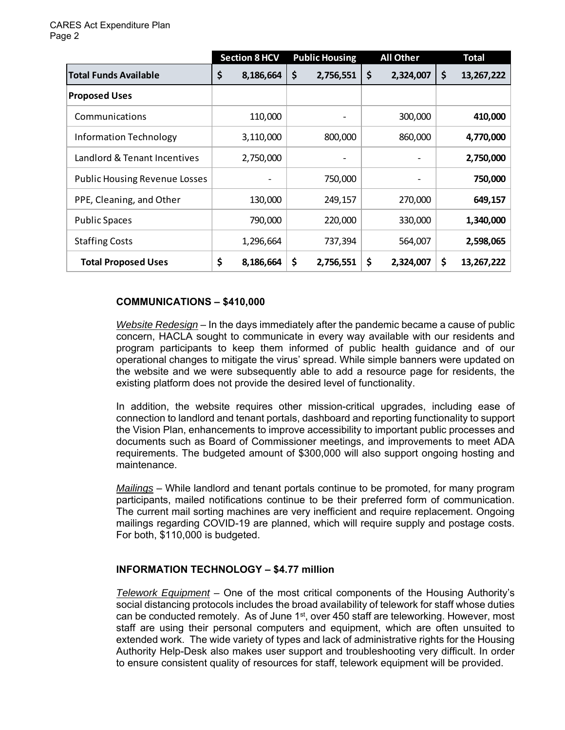| | Section 8 HCV | Public Housing | All Other | Total |
|---|---|---|---|---|
| **Total Funds Available** | **$ 8,186,664** | **$ 2,756,551** | **$ 2,324,007** | **$ 13,267,222** |
| **Proposed Uses** | | | | |
| Communications | 110,000 | - | 300,000 | **410,000** |
| Information Technology | 3,110,000 | 800,000 | 860,000 | **4,770,000** |
| Landlord & Tenant Incentives | 2,750,000 | - | - | **2,750,000** |
| Public Housing Revenue Losses | - | 750,000 | - | **750,000** |
| PPE, Cleaning, and Other | 130,000 | 249,157 | 270,000 | **649,157** |
| Public Spaces | 790,000 | 220,000 | 330,000 | **1,340,000** |
| Staffing Costs | 1,296,664 | 737,394 | 564,007 | **2,598,065** |
| **Total Proposed Uses** | **$ 8,186,664** | **$ 2,756,551** | **$ 2,324,007** | **$ 13,267,222** |

## COMMUNICATIONS – $410,000

*Website Redesign* – In the days immediately after the pandemic became a cause of public concern, HACLA sought to communicate in every way available with our residents and program participants to keep them informed of public health guidance and of our operational changes to mitigate the virus' spread. While simple banners were updated on the website and we were subsequently able to add a resource page for residents, the existing platform does not provide the desired level of functionality.

In addition, the website requires other mission-critical upgrades, including ease of connection to landlord and tenant portals, dashboard and reporting functionality to support the Vision Plan, enhancements to improve accessibility to important public processes and documents such as Board of Commissioner meetings, and improvements to meet ADA requirements. The budgeted amount of $300,000 will also support ongoing hosting and maintenance.

*Mailings* – While landlord and tenant portals continue to be promoted, for many program participants, mailed notifications continue to be their preferred form of communication. The current mail sorting machines are very inefficient and require replacement. Ongoing mailings regarding COVID-19 are planned, which will require supply and postage costs. For both, $110,000 is budgeted.

## INFORMATION TECHNOLOGY – $4.77 million

*Telework Equipment* – One of the most critical components of the Housing Authority's social distancing protocols includes the broad availability of telework for staff whose duties can be conducted remotely. As of June 1st, over 450 staff are teleworking. However, most staff are using their personal computers and equipment, which are often unsuited to extended work. The wide variety of types and lack of administrative rights for the Housing Authority Help-Desk also makes user support and troubleshooting very difficult. In order to ensure consistent quality of resources for staff, telework equipment will be provided.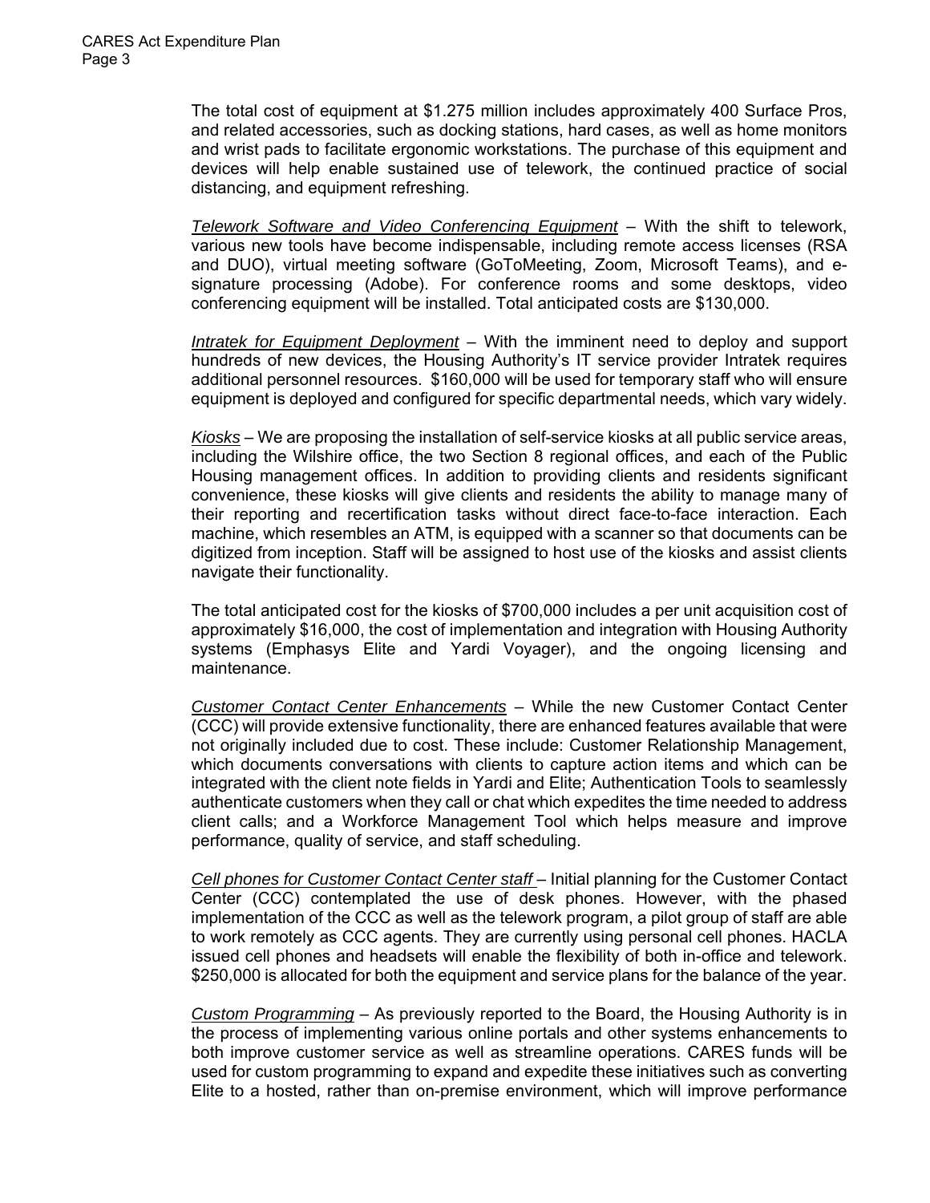The total cost of equipment at $1.275 million includes approximately 400 Surface Pros, and related accessories, such as docking stations, hard cases, as well as home monitors and wrist pads to facilitate ergonomic workstations. The purchase of this equipment and devices will help enable sustained use of telework, the continued practice of social distancing, and equipment refreshing.

*Telework Software and Video Conferencing Equipment* – With the shift to telework, various new tools have become indispensable, including remote access licenses (RSA and DUO), virtual meeting software (GoToMeeting, Zoom, Microsoft Teams), and e-signature processing (Adobe). For conference rooms and some desktops, video conferencing equipment will be installed. Total anticipated costs are $130,000.

*Intratek for Equipment Deployment* – With the imminent need to deploy and support hundreds of new devices, the Housing Authority's IT service provider Intratek requires additional personnel resources. $160,000 will be used for temporary staff who will ensure equipment is deployed and configured for specific departmental needs, which vary widely.

*Kiosks* – We are proposing the installation of self-service kiosks at all public service areas, including the Wilshire office, the two Section 8 regional offices, and each of the Public Housing management offices. In addition to providing clients and residents significant convenience, these kiosks will give clients and residents the ability to manage many of their reporting and recertification tasks without direct face-to-face interaction. Each machine, which resembles an ATM, is equipped with a scanner so that documents can be digitized from inception. Staff will be assigned to host use of the kiosks and assist clients navigate their functionality.

The total anticipated cost for the kiosks of $700,000 includes a per unit acquisition cost of approximately $16,000, the cost of implementation and integration with Housing Authority systems (Emphasys Elite and Yardi Voyager), and the ongoing licensing and maintenance.

*Customer Contact Center Enhancements* – While the new Customer Contact Center (CCC) will provide extensive functionality, there are enhanced features available that were not originally included due to cost. These include: Customer Relationship Management, which documents conversations with clients to capture action items and which can be integrated with the client note fields in Yardi and Elite; Authentication Tools to seamlessly authenticate customers when they call or chat which expedites the time needed to address client calls; and a Workforce Management Tool which helps measure and improve performance, quality of service, and staff scheduling.

*Cell phones for Customer Contact Center staff* – Initial planning for the Customer Contact Center (CCC) contemplated the use of desk phones. However, with the phased implementation of the CCC as well as the telework program, a pilot group of staff are able to work remotely as CCC agents. They are currently using personal cell phones. HACLA issued cell phones and headsets will enable the flexibility of both in-office and telework. $250,000 is allocated for both the equipment and service plans for the balance of the year.

*Custom Programming* – As previously reported to the Board, the Housing Authority is in the process of implementing various online portals and other systems enhancements to both improve customer service as well as streamline operations. CARES funds will be used for custom programming to expand and expedite these initiatives such as converting Elite to a hosted, rather than on-premise environment, which will improve performance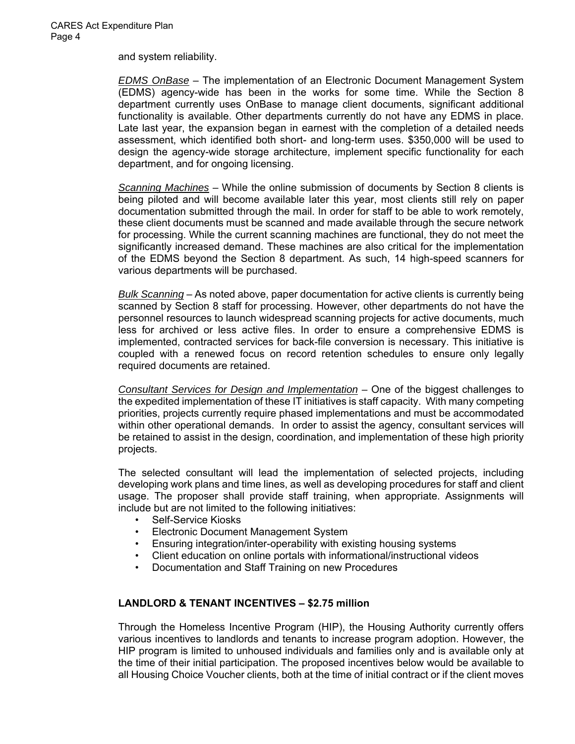and system reliability.

*EDMS OnBase* – The implementation of an Electronic Document Management System (EDMS) agency-wide has been in the works for some time. While the Section 8 department currently uses OnBase to manage client documents, significant additional functionality is available. Other departments currently do not have any EDMS in place. Late last year, the expansion began in earnest with the completion of a detailed needs assessment, which identified both short- and long-term uses. $350,000 will be used to design the agency-wide storage architecture, implement specific functionality for each department, and for ongoing licensing.

*Scanning Machines* – While the online submission of documents by Section 8 clients is being piloted and will become available later this year, most clients still rely on paper documentation submitted through the mail. In order for staff to be able to work remotely, these client documents must be scanned and made available through the secure network for processing. While the current scanning machines are functional, they do not meet the significantly increased demand. These machines are also critical for the implementation of the EDMS beyond the Section 8 department. As such, 14 high-speed scanners for various departments will be purchased.

*Bulk Scanning* – As noted above, paper documentation for active clients is currently being scanned by Section 8 staff for processing. However, other departments do not have the personnel resources to launch widespread scanning projects for active documents, much less for archived or less active files. In order to ensure a comprehensive EDMS is implemented, contracted services for back-file conversion is necessary. This initiative is coupled with a renewed focus on record retention schedules to ensure only legally required documents are retained.

*Consultant Services for Design and Implementation* – One of the biggest challenges to the expedited implementation of these IT initiatives is staff capacity. With many competing priorities, projects currently require phased implementations and must be accommodated within other operational demands. In order to assist the agency, consultant services will be retained to assist in the design, coordination, and implementation of these high priority projects.

The selected consultant will lead the implementation of selected projects, including developing work plans and time lines, as well as developing procedures for staff and client usage. The proposer shall provide staff training, when appropriate. Assignments will include but are not limited to the following initiatives:

- Self-Service Kiosks
- Electronic Document Management System
- Ensuring integration/inter-operability with existing housing systems
- Client education on online portals with informational/instructional videos
- Documentation and Staff Training on new Procedures

**LANDLORD & TENANT INCENTIVES – $2.75 million**

Through the Homeless Incentive Program (HIP), the Housing Authority currently offers various incentives to landlords and tenants to increase program adoption. However, the HIP program is limited to unhoused individuals and families only and is available only at the time of their initial participation. The proposed incentives below would be available to all Housing Choice Voucher clients, both at the time of initial contract or if the client moves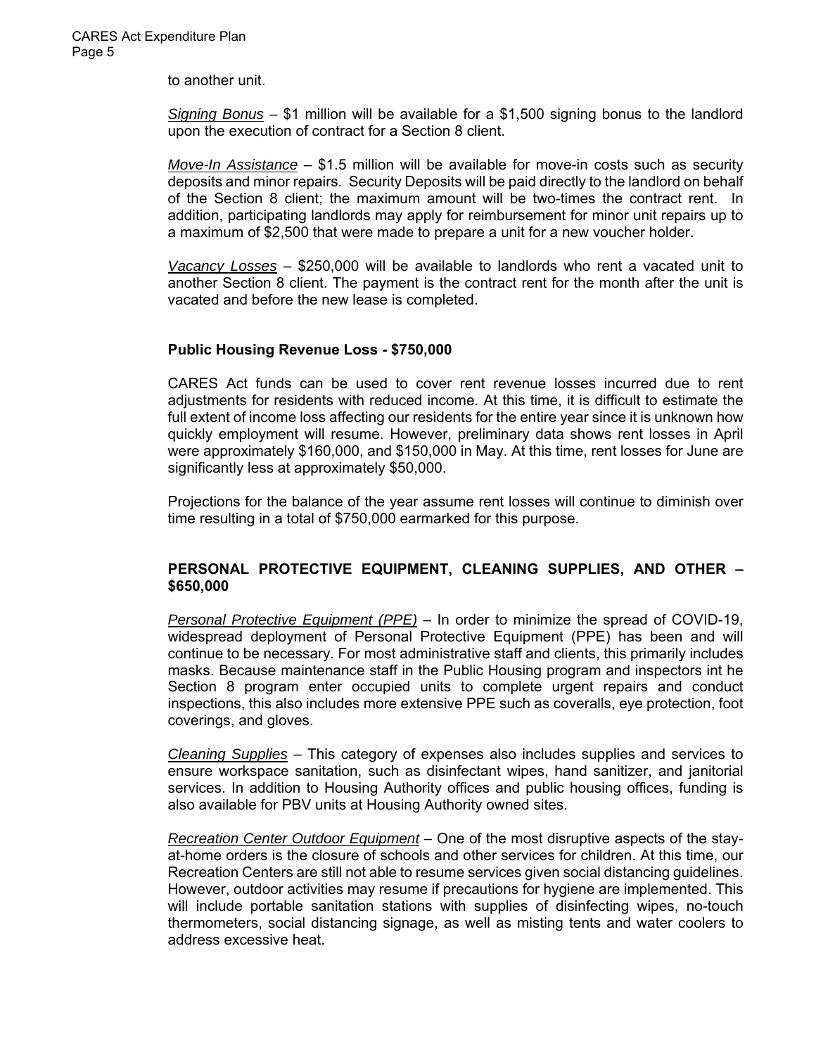to another unit.

*Signing Bonus* – $1 million will be available for a $1,500 signing bonus to the landlord upon the execution of contract for a Section 8 client.

*Move-In Assistance* – $1.5 million will be available for move-in costs such as security deposits and minor repairs. Security Deposits will be paid directly to the landlord on behalf of the Section 8 client; the maximum amount will be two-times the contract rent. In addition, participating landlords may apply for reimbursement for minor unit repairs up to a maximum of $2,500 that were made to prepare a unit for a new voucher holder.

*Vacancy Losses* – $250,000 will be available to landlords who rent a vacated unit to another Section 8 client. The payment is the contract rent for the month after the unit is vacated and before the new lease is completed.

**Public Housing Revenue Loss - $750,000**

CARES Act funds can be used to cover rent revenue losses incurred due to rent adjustments for residents with reduced income. At this time, it is difficult to estimate the full extent of income loss affecting our residents for the entire year since it is unknown how quickly employment will resume. However, preliminary data shows rent losses in April were approximately $160,000, and $150,000 in May. At this time, rent losses for June are significantly less at approximately $50,000.

Projections for the balance of the year assume rent losses will continue to diminish over time resulting in a total of $750,000 earmarked for this purpose.

## PERSONAL PROTECTIVE EQUIPMENT, CLEANING SUPPLIES, AND OTHER – $650,000

*Personal Protective Equipment (PPE)* – In order to minimize the spread of COVID-19, widespread deployment of Personal Protective Equipment (PPE) has been and will continue to be necessary. For most administrative staff and clients, this primarily includes masks. Because maintenance staff in the Public Housing program and inspectors int he Section 8 program enter occupied units to complete urgent repairs and conduct inspections, this also includes more extensive PPE such as coveralls, eye protection, foot coverings, and gloves.

*Cleaning Supplies* – This category of expenses also includes supplies and services to ensure workspace sanitation, such as disinfectant wipes, hand sanitizer, and janitorial services. In addition to Housing Authority offices and public housing offices, funding is also available for PBV units at Housing Authority owned sites.

*Recreation Center Outdoor Equipment* – One of the most disruptive aspects of the stay-at-home orders is the closure of schools and other services for children. At this time, our Recreation Centers are still not able to resume services given social distancing guidelines. However, outdoor activities may resume if precautions for hygiene are implemented. This will include portable sanitation stations with supplies of disinfecting wipes, no-touch thermometers, social distancing signage, as well as misting tents and water coolers to address excessive heat.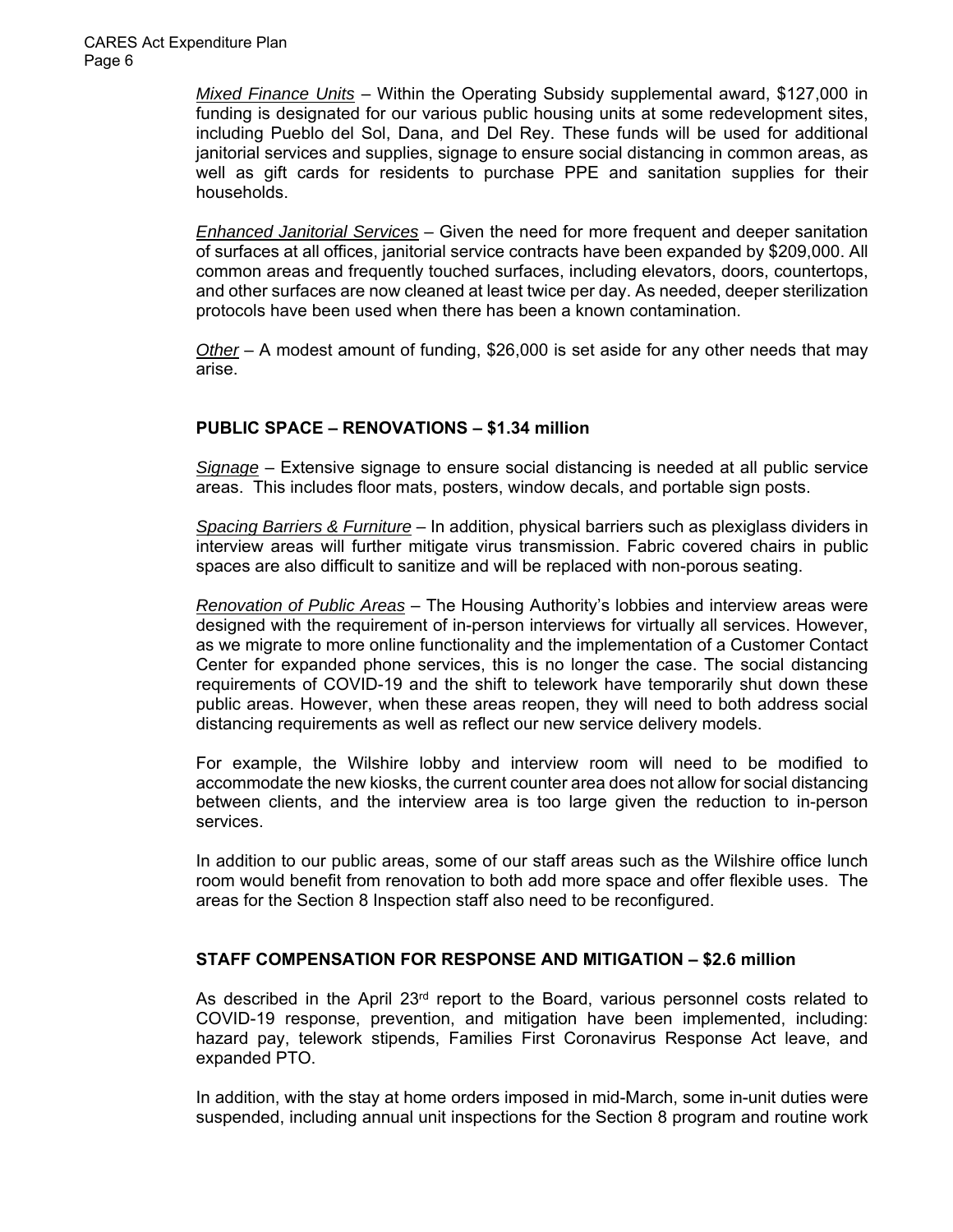*Mixed Finance Units* – Within the Operating Subsidy supplemental award, $127,000 in funding is designated for our various public housing units at some redevelopment sites, including Pueblo del Sol, Dana, and Del Rey. These funds will be used for additional janitorial services and supplies, signage to ensure social distancing in common areas, as well as gift cards for residents to purchase PPE and sanitation supplies for their households.

*Enhanced Janitorial Services* – Given the need for more frequent and deeper sanitation of surfaces at all offices, janitorial service contracts have been expanded by $209,000. All common areas and frequently touched surfaces, including elevators, doors, countertops, and other surfaces are now cleaned at least twice per day. As needed, deeper sterilization protocols have been used when there has been a known contamination.

*Other* – A modest amount of funding, $26,000 is set aside for any other needs that may arise.

**PUBLIC SPACE – RENOVATIONS – $1.34 million**

*Signage* – Extensive signage to ensure social distancing is needed at all public service areas. This includes floor mats, posters, window decals, and portable sign posts.

*Spacing Barriers & Furniture* – In addition, physical barriers such as plexiglass dividers in interview areas will further mitigate virus transmission. Fabric covered chairs in public spaces are also difficult to sanitize and will be replaced with non-porous seating.

*Renovation of Public Areas* – The Housing Authority's lobbies and interview areas were designed with the requirement of in-person interviews for virtually all services. However, as we migrate to more online functionality and the implementation of a Customer Contact Center for expanded phone services, this is no longer the case. The social distancing requirements of COVID-19 and the shift to telework have temporarily shut down these public areas. However, when these areas reopen, they will need to both address social distancing requirements as well as reflect our new service delivery models.

For example, the Wilshire lobby and interview room will need to be modified to accommodate the new kiosks, the current counter area does not allow for social distancing between clients, and the interview area is too large given the reduction to in-person services.

In addition to our public areas, some of our staff areas such as the Wilshire office lunch room would benefit from renovation to both add more space and offer flexible uses. The areas for the Section 8 Inspection staff also need to be reconfigured.

**STAFF COMPENSATION FOR RESPONSE AND MITIGATION – $2.6 million**

As described in the April 23rd report to the Board, various personnel costs related to COVID-19 response, prevention, and mitigation have been implemented, including: hazard pay, telework stipends, Families First Coronavirus Response Act leave, and expanded PTO.

In addition, with the stay at home orders imposed in mid-March, some in-unit duties were suspended, including annual unit inspections for the Section 8 program and routine work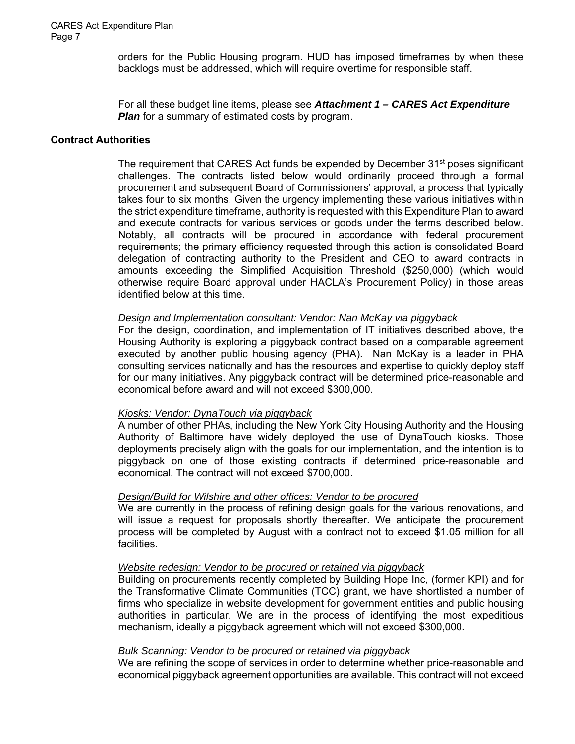orders for the Public Housing program. HUD has imposed timeframes by when these backlogs must be addressed, which will require overtime for responsible staff.

For all these budget line items, please see ***Attachment 1 – CARES Act Expenditure Plan*** for a summary of estimated costs by program.

## Contract Authorities

The requirement that CARES Act funds be expended by December 31st poses significant challenges. The contracts listed below would ordinarily proceed through a formal procurement and subsequent Board of Commissioners' approval, a process that typically takes four to six months. Given the urgency implementing these various initiatives within the strict expenditure timeframe, authority is requested with this Expenditure Plan to award and execute contracts for various services or goods under the terms described below. Notably, all contracts will be procured in accordance with federal procurement requirements; the primary efficiency requested through this action is consolidated Board delegation of contracting authority to the President and CEO to award contracts in amounts exceeding the Simplified Acquisition Threshold ($250,000) (which would otherwise require Board approval under HACLA's Procurement Policy) in those areas identified below at this time.

*Design and Implementation consultant: Vendor: Nan McKay via piggyback*
For the design, coordination, and implementation of IT initiatives described above, the Housing Authority is exploring a piggyback contract based on a comparable agreement executed by another public housing agency (PHA). Nan McKay is a leader in PHA consulting services nationally and has the resources and expertise to quickly deploy staff for our many initiatives. Any piggyback contract will be determined price-reasonable and economical before award and will not exceed $300,000.

*Kiosks: Vendor: DynaTouch via piggyback*
A number of other PHAs, including the New York City Housing Authority and the Housing Authority of Baltimore have widely deployed the use of DynaTouch kiosks. Those deployments precisely align with the goals for our implementation, and the intention is to piggyback on one of those existing contracts if determined price-reasonable and economical. The contract will not exceed $700,000.

*Design/Build for Wilshire and other offices: Vendor to be procured*
We are currently in the process of refining design goals for the various renovations, and will issue a request for proposals shortly thereafter. We anticipate the procurement process will be completed by August with a contract not to exceed $1.05 million for all facilities.

*Website redesign: Vendor to be procured or retained via piggyback*
Building on procurements recently completed by Building Hope Inc, (former KPI) and for the Transformative Climate Communities (TCC) grant, we have shortlisted a number of firms who specialize in website development for government entities and public housing authorities in particular. We are in the process of identifying the most expeditious mechanism, ideally a piggyback agreement which will not exceed $300,000.

*Bulk Scanning: Vendor to be procured or retained via piggyback*
We are refining the scope of services in order to determine whether price-reasonable and economical piggyback agreement opportunities are available. This contract will not exceed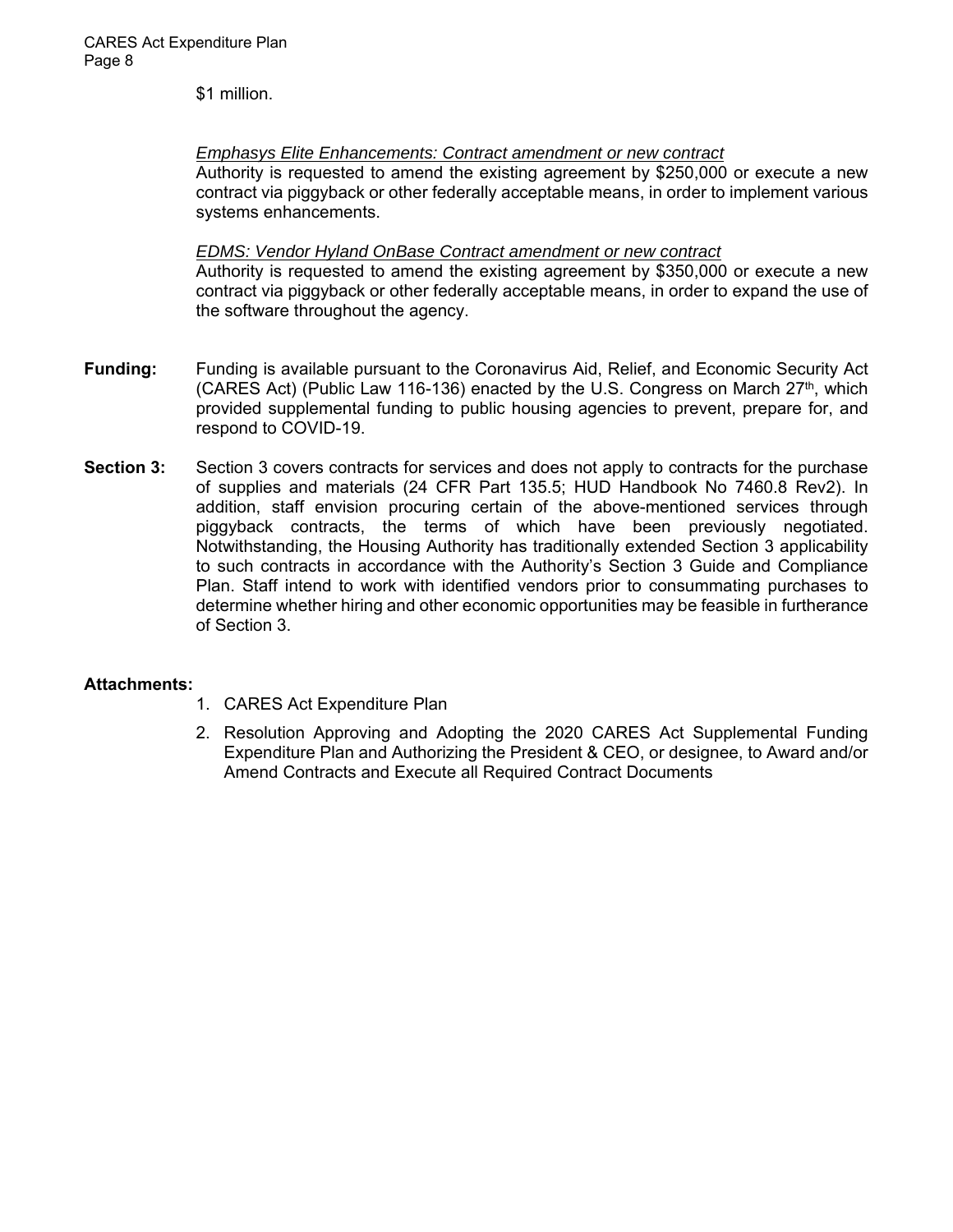$1 million.

*Emphasys Elite Enhancements: Contract amendment or new contract*

Authority is requested to amend the existing agreement by $250,000 or execute a new contract via piggyback or other federally acceptable means, in order to implement various systems enhancements.

*EDMS: Vendor Hyland OnBase Contract amendment or new contract*

Authority is requested to amend the existing agreement by $350,000 or execute a new contract via piggyback or other federally acceptable means, in order to expand the use of the software throughout the agency.

**Funding:** Funding is available pursuant to the Coronavirus Aid, Relief, and Economic Security Act (CARES Act) (Public Law 116-136) enacted by the U.S. Congress on March 27th, which provided supplemental funding to public housing agencies to prevent, prepare for, and respond to COVID-19.

**Section 3:** Section 3 covers contracts for services and does not apply to contracts for the purchase of supplies and materials (24 CFR Part 135.5; HUD Handbook No 7460.8 Rev2). In addition, staff envision procuring certain of the above-mentioned services through piggyback contracts, the terms of which have been previously negotiated. Notwithstanding, the Housing Authority has traditionally extended Section 3 applicability to such contracts in accordance with the Authority's Section 3 Guide and Compliance Plan. Staff intend to work with identified vendors prior to consummating purchases to determine whether hiring and other economic opportunities may be feasible in furtherance of Section 3.

**Attachments:**

1. CARES Act Expenditure Plan
2. Resolution Approving and Adopting the 2020 CARES Act Supplemental Funding Expenditure Plan and Authorizing the President & CEO, or designee, to Award and/or Amend Contracts and Execute all Required Contract Documents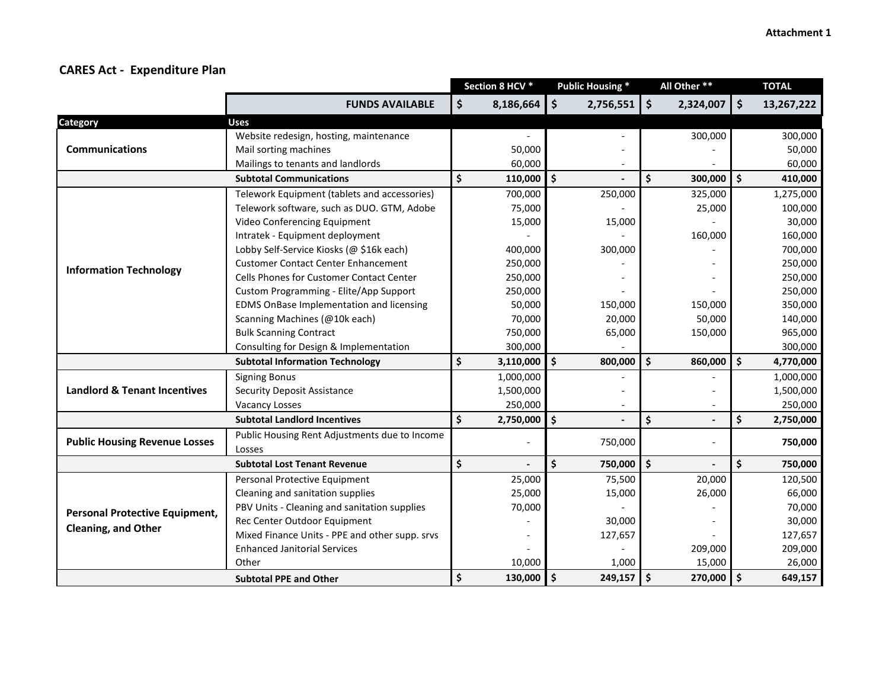Attachment 1

## CARES Act - Expenditure Plan

| Category | Uses | Section 8 HCV * | Public Housing * | All Other ** | TOTAL |
|---|---|---|---|---|---|
| | **FUNDS AVAILABLE** | **$ 8,186,664** | **$ 2,756,551** | **$ 2,324,007** | **$ 13,267,222** |
| **Communications** | Website redesign, hosting, maintenance | - | - | 300,000 | 300,000 |
| | Mail sorting machines | 50,000 | - | - | 50,000 |
| | Mailings to tenants and landlords | 60,000 | - | - | 60,000 |
| | **Subtotal Communications** | **$ 110,000** | **$ -** | **$ 300,000** | **$ 410,000** |
| **Information Technology** | Telework Equipment (tablets and accessories) | 700,000 | 250,000 | 325,000 | 1,275,000 |
| | Telework software, such as DUO. GTM, Adobe | 75,000 | - | 25,000 | 100,000 |
| | Video Conferencing Equipment | 15,000 | 15,000 | - | 30,000 |
| | Intratek - Equipment deployment | - | - | 160,000 | 160,000 |
| | Lobby Self-Service Kiosks (@ $16k each) | 400,000 | 300,000 | - | 700,000 |
| | Customer Contact Center Enhancement | 250,000 | - | - | 250,000 |
| | Cells Phones for Customer Contact Center | 250,000 | - | - | 250,000 |
| | Custom Programming - Elite/App Support | 250,000 | - | - | 250,000 |
| | EDMS OnBase Implementation and licensing | 50,000 | 150,000 | 150,000 | 350,000 |
| | Scanning Machines (@10k each) | 70,000 | 20,000 | 50,000 | 140,000 |
| | Bulk Scanning Contract | 750,000 | 65,000 | 150,000 | 965,000 |
| | Consulting for Design & Implementation | 300,000 | - | | 300,000 |
| | **Subtotal Information Technology** | **$ 3,110,000** | **$ 800,000** | **$ 860,000** | **$ 4,770,000** |
| **Landlord & Tenant Incentives** | Signing Bonus | 1,000,000 | - | - | 1,000,000 |
| | Security Deposit Assistance | 1,500,000 | - | - | 1,500,000 |
| | Vacancy Losses | 250,000 | - | - | 250,000 |
| | **Subtotal Landlord Incentives** | **$ 2,750,000** | **$ -** | **$ -** | **$ 2,750,000** |
| **Public Housing Revenue Losses** | Public Housing Rent Adjustments due to Income Losses | - | 750,000 | - | **750,000** |
| | **Subtotal Lost Tenant Revenue** | **$ -** | **$ 750,000** | **$ -** | **$ 750,000** |
| **Personal Protective Equipment, Cleaning, and Other** | Personal Protective Equipment | 25,000 | 75,500 | 20,000 | 120,500 |
| | Cleaning and sanitation supplies | 25,000 | 15,000 | 26,000 | 66,000 |
| | PBV Units - Cleaning and sanitation supplies | 70,000 | - | - | 70,000 |
| | Rec Center Outdoor Equipment | - | 30,000 | - | 30,000 |
| | Mixed Finance Units - PPE and other supp. srvs | - | 127,657 | - | 127,657 |
| | Enhanced Janitorial Services | - | - | 209,000 | 209,000 |
| | Other | 10,000 | 1,000 | 15,000 | 26,000 |
| | **Subtotal PPE and Other** | **$ 130,000** | **$ 249,157** | **$ 270,000** | **$ 649,157** |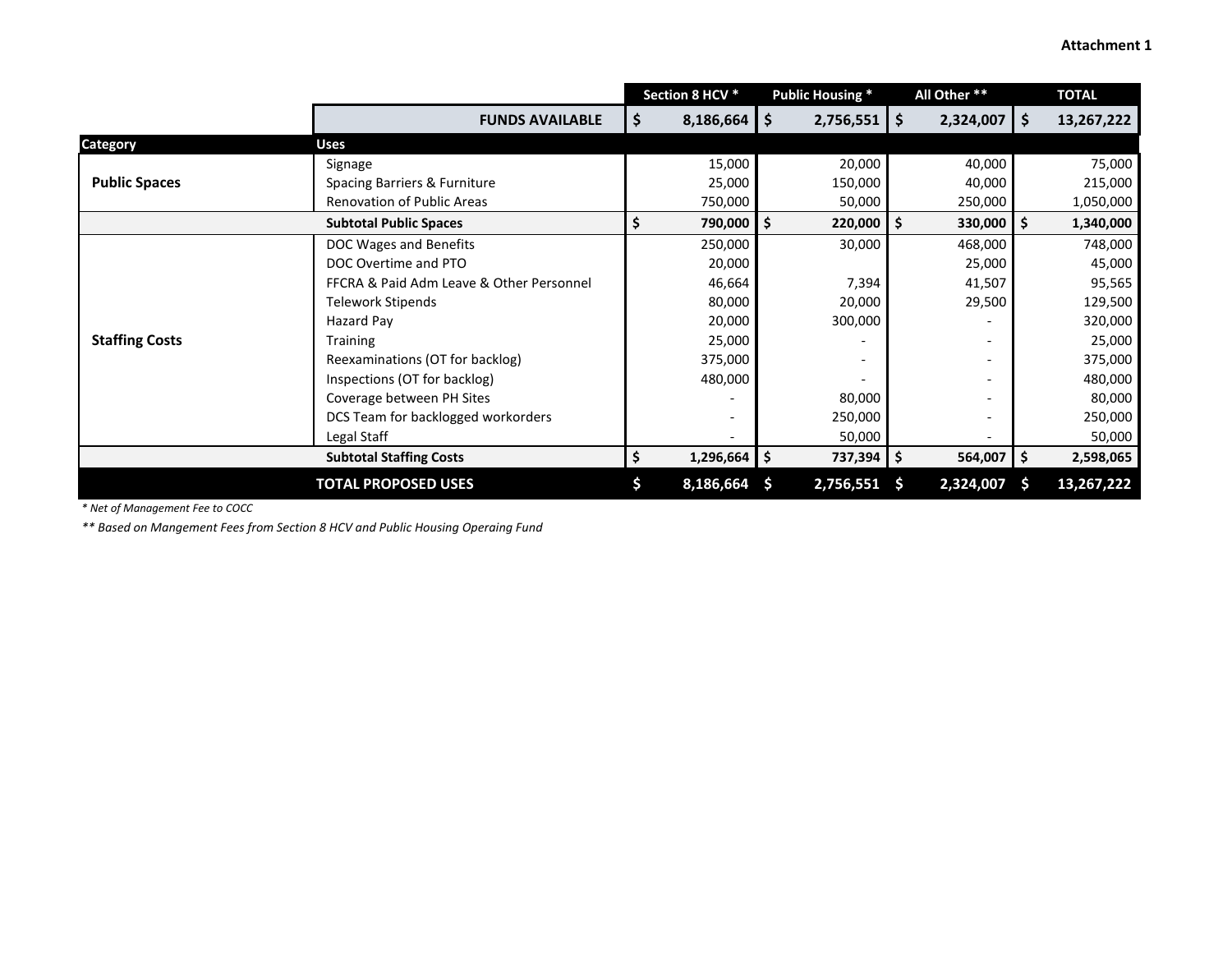**Attachment 1**

| Category | Uses | Section 8 HCV * | Public Housing * | All Other ** | TOTAL |
|---|---|---|---|---|---|
| | **FUNDS AVAILABLE** | **$ 8,186,664** | **$ 2,756,551** | **$ 2,324,007** | **$ 13,267,222** |
| **Public Spaces** | Signage | 15,000 | 20,000 | 40,000 | 75,000 |
| | Spacing Barriers & Furniture | 25,000 | 150,000 | 40,000 | 215,000 |
| | Renovation of Public Areas | 750,000 | 50,000 | 250,000 | 1,050,000 |
| | **Subtotal Public Spaces** | **$ 790,000** | **$ 220,000** | **$ 330,000** | **$ 1,340,000** |
| **Staffing Costs** | DOC Wages and Benefits | 250,000 | 30,000 | 468,000 | 748,000 |
| | DOC Overtime and PTO | 20,000 | | 25,000 | 45,000 |
| | FFCRA & Paid Adm Leave & Other Personnel | 46,664 | 7,394 | 41,507 | 95,565 |
| | Telework Stipends | 80,000 | 20,000 | 29,500 | 129,500 |
| | Hazard Pay | 20,000 | 300,000 | - | 320,000 |
| | Training | 25,000 | - | - | 25,000 |
| | Reexaminations (OT for backlog) | 375,000 | - | - | 375,000 |
| | Inspections (OT for backlog) | 480,000 | - | - | 480,000 |
| | Coverage between PH Sites | - | 80,000 | - | 80,000 |
| | DCS Team for backlogged workorders | - | 250,000 | - | 250,000 |
| | Legal Staff | - | 50,000 | - | 50,000 |
| | **Subtotal Staffing Costs** | **$ 1,296,664** | **$ 737,394** | **$ 564,007** | **$ 2,598,065** |
| | **TOTAL PROPOSED USES** | **$ 8,186,664** | **$ 2,756,551** | **$ 2,324,007** | **$ 13,267,222** |

*\* Net of Management Fee to COCC*

*\*\* Based on Mangement Fees from Section 8 HCV and Public Housing Operaing Fund*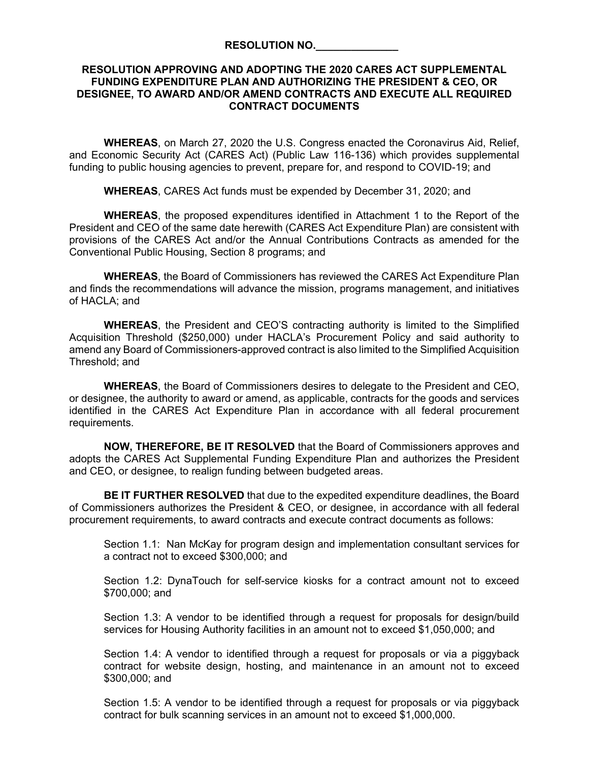**RESOLUTION NO.______________**

**RESOLUTION APPROVING AND ADOPTING THE 2020 CARES ACT SUPPLEMENTAL FUNDING EXPENDITURE PLAN AND AUTHORIZING THE PRESIDENT & CEO, OR DESIGNEE, TO AWARD AND/OR AMEND CONTRACTS AND EXECUTE ALL REQUIRED CONTRACT DOCUMENTS**

**WHEREAS**, on March 27, 2020 the U.S. Congress enacted the Coronavirus Aid, Relief, and Economic Security Act (CARES Act) (Public Law 116-136) which provides supplemental funding to public housing agencies to prevent, prepare for, and respond to COVID-19; and

**WHEREAS**, CARES Act funds must be expended by December 31, 2020; and

**WHEREAS**, the proposed expenditures identified in Attachment 1 to the Report of the President and CEO of the same date herewith (CARES Act Expenditure Plan) are consistent with provisions of the CARES Act and/or the Annual Contributions Contracts as amended for the Conventional Public Housing, Section 8 programs; and

**WHEREAS**, the Board of Commissioners has reviewed the CARES Act Expenditure Plan and finds the recommendations will advance the mission, programs management, and initiatives of HACLA; and

**WHEREAS**, the President and CEO'S contracting authority is limited to the Simplified Acquisition Threshold ($250,000) under HACLA's Procurement Policy and said authority to amend any Board of Commissioners-approved contract is also limited to the Simplified Acquisition Threshold; and

**WHEREAS**, the Board of Commissioners desires to delegate to the President and CEO, or designee, the authority to award or amend, as applicable, contracts for the goods and services identified in the CARES Act Expenditure Plan in accordance with all federal procurement requirements.

**NOW, THEREFORE, BE IT RESOLVED** that the Board of Commissioners approves and adopts the CARES Act Supplemental Funding Expenditure Plan and authorizes the President and CEO, or designee, to realign funding between budgeted areas.

**BE IT FURTHER RESOLVED** that due to the expedited expenditure deadlines, the Board of Commissioners authorizes the President & CEO, or designee, in accordance with all federal procurement requirements, to award contracts and execute contract documents as follows:

Section 1.1: Nan McKay for program design and implementation consultant services for a contract not to exceed $300,000; and

Section 1.2: DynaTouch for self-service kiosks for a contract amount not to exceed $700,000; and

Section 1.3: A vendor to be identified through a request for proposals for design/build services for Housing Authority facilities in an amount not to exceed $1,050,000; and

Section 1.4: A vendor to identified through a request for proposals or via a piggyback contract for website design, hosting, and maintenance in an amount not to exceed $300,000; and

Section 1.5: A vendor to be identified through a request for proposals or via piggyback contract for bulk scanning services in an amount not to exceed $1,000,000.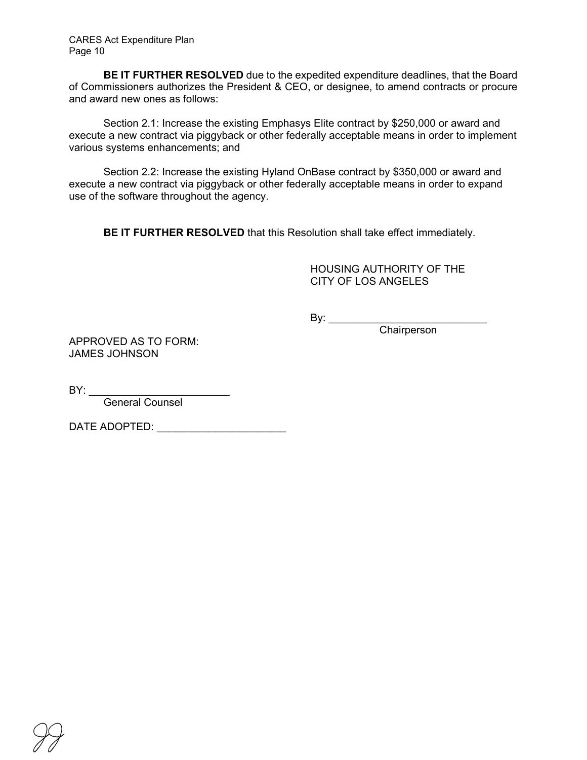**BE IT FURTHER RESOLVED** due to the expedited expenditure deadlines, that the Board of Commissioners authorizes the President & CEO, or designee, to amend contracts or procure and award new ones as follows:

Section 2.1: Increase the existing Emphasys Elite contract by $250,000 or award and execute a new contract via piggyback or other federally acceptable means in order to implement various systems enhancements; and

Section 2.2: Increase the existing Hyland OnBase contract by $350,000 or award and execute a new contract via piggyback or other federally acceptable means in order to expand use of the software throughout the agency.

**BE IT FURTHER RESOLVED** that this Resolution shall take effect immediately.

HOUSING AUTHORITY OF THE
CITY OF LOS ANGELES

By: ___________________________
Chairperson

APPROVED AS TO FORM:
JAMES JOHNSON

BY: ________________________
General Counsel

DATE ADOPTED: ______________________